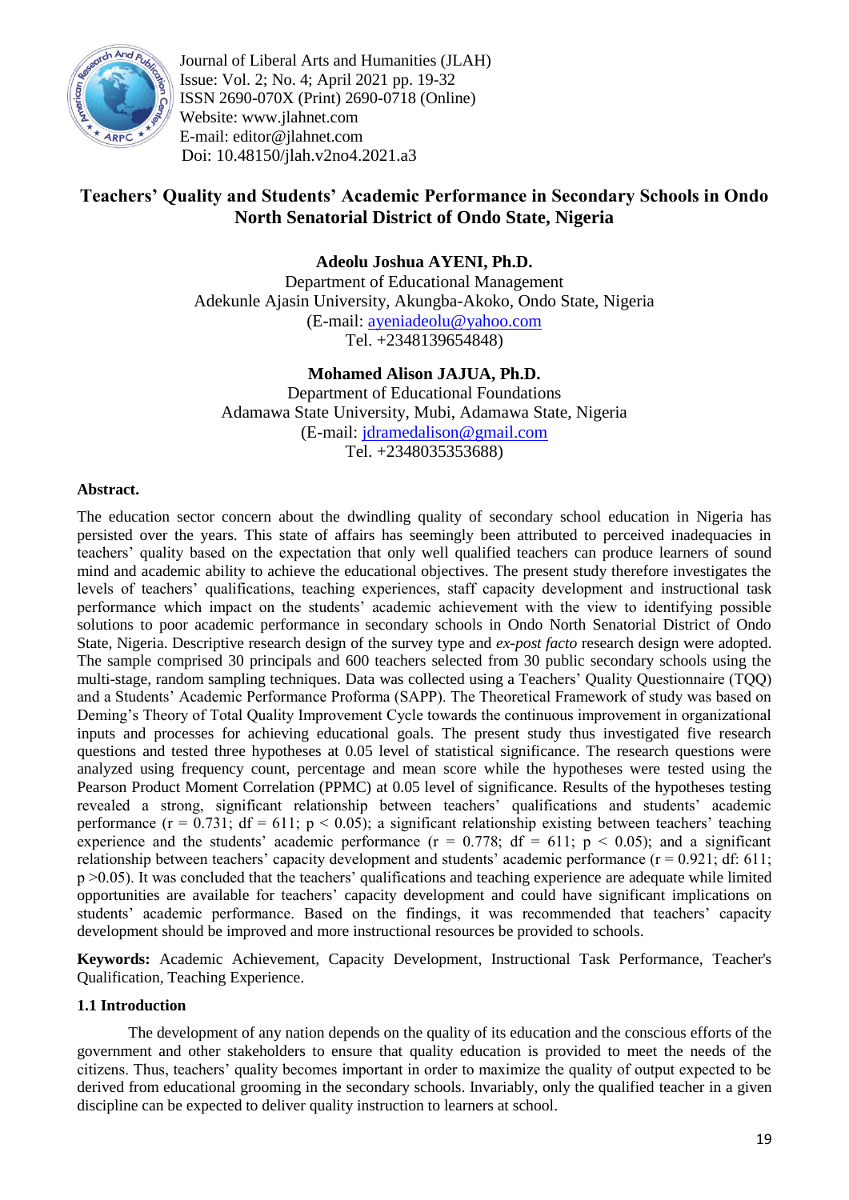Journal of Liberal Arts and Humanities (JLAH)
Issue: Vol. 2; No. 4; April 2021 pp. 19-32
ISSN 2690-070X (Print) 2690-0718 (Online)
Website: www.jlahnet.com
E-mail: editor@jlahnet.com
Doi: 10.48150/jlah.v2no4.2021.a3

# Teachers' Quality and Students' Academic Performance in Secondary Schools in Ondo North Senatorial District of Ondo State, Nigeria

**Adeolu Joshua AYENI, Ph.D.**
Department of Educational Management
Adekunle Ajasin University, Akungba-Akoko, Ondo State, Nigeria
(E-mail: ayeniadeolu@yahoo.com
Tel. +2348139654848)

**Mohamed Alison JAJUA, Ph.D.**
Department of Educational Foundations
Adamawa State University, Mubi, Adamawa State, Nigeria
(E-mail: jdramedalison@gmail.com
Tel. +2348035353688)

**Abstract.**

The education sector concern about the dwindling quality of secondary school education in Nigeria has persisted over the years. This state of affairs has seemingly been attributed to perceived inadequacies in teachers' quality based on the expectation that only well qualified teachers can produce learners of sound mind and academic ability to achieve the educational objectives. The present study therefore investigates the levels of teachers' qualifications, teaching experiences, staff capacity development and instructional task performance which impact on the students' academic achievement with the view to identifying possible solutions to poor academic performance in secondary schools in Ondo North Senatorial District of Ondo State, Nigeria. Descriptive research design of the survey type and *ex-post facto* research design were adopted. The sample comprised 30 principals and 600 teachers selected from 30 public secondary schools using the multi-stage, random sampling techniques. Data was collected using a Teachers' Quality Questionnaire (TQQ) and a Students' Academic Performance Proforma (SAPP). The Theoretical Framework of study was based on Deming's Theory of Total Quality Improvement Cycle towards the continuous improvement in organizational inputs and processes for achieving educational goals. The present study thus investigated five research questions and tested three hypotheses at 0.05 level of statistical significance. The research questions were analyzed using frequency count, percentage and mean score while the hypotheses were tested using the Pearson Product Moment Correlation (PPMC) at 0.05 level of significance. Results of the hypotheses testing revealed a strong, significant relationship between teachers' qualifications and students' academic performance ($r = 0.731$; $df = 611$; $p < 0.05$); a significant relationship existing between teachers' teaching experience and the students' academic performance ($r = 0.778$; $df = 611$; $p < 0.05$); and a significant relationship between teachers' capacity development and students' academic performance ($r = 0.921$; df: 611; $p > 0.05$). It was concluded that the teachers' qualifications and teaching experience are adequate while limited opportunities are available for teachers' capacity development and could have significant implications on students' academic performance. Based on the findings, it was recommended that teachers' capacity development should be improved and more instructional resources be provided to schools.

**Keywords:** Academic Achievement, Capacity Development, Instructional Task Performance, Teacher's Qualification, Teaching Experience.

## 1.1 Introduction

The development of any nation depends on the quality of its education and the conscious efforts of the government and other stakeholders to ensure that quality education is provided to meet the needs of the citizens. Thus, teachers' quality becomes important in order to maximize the quality of output expected to be derived from educational grooming in the secondary schools. Invariably, only the qualified teacher in a given discipline can be expected to deliver quality instruction to learners at school.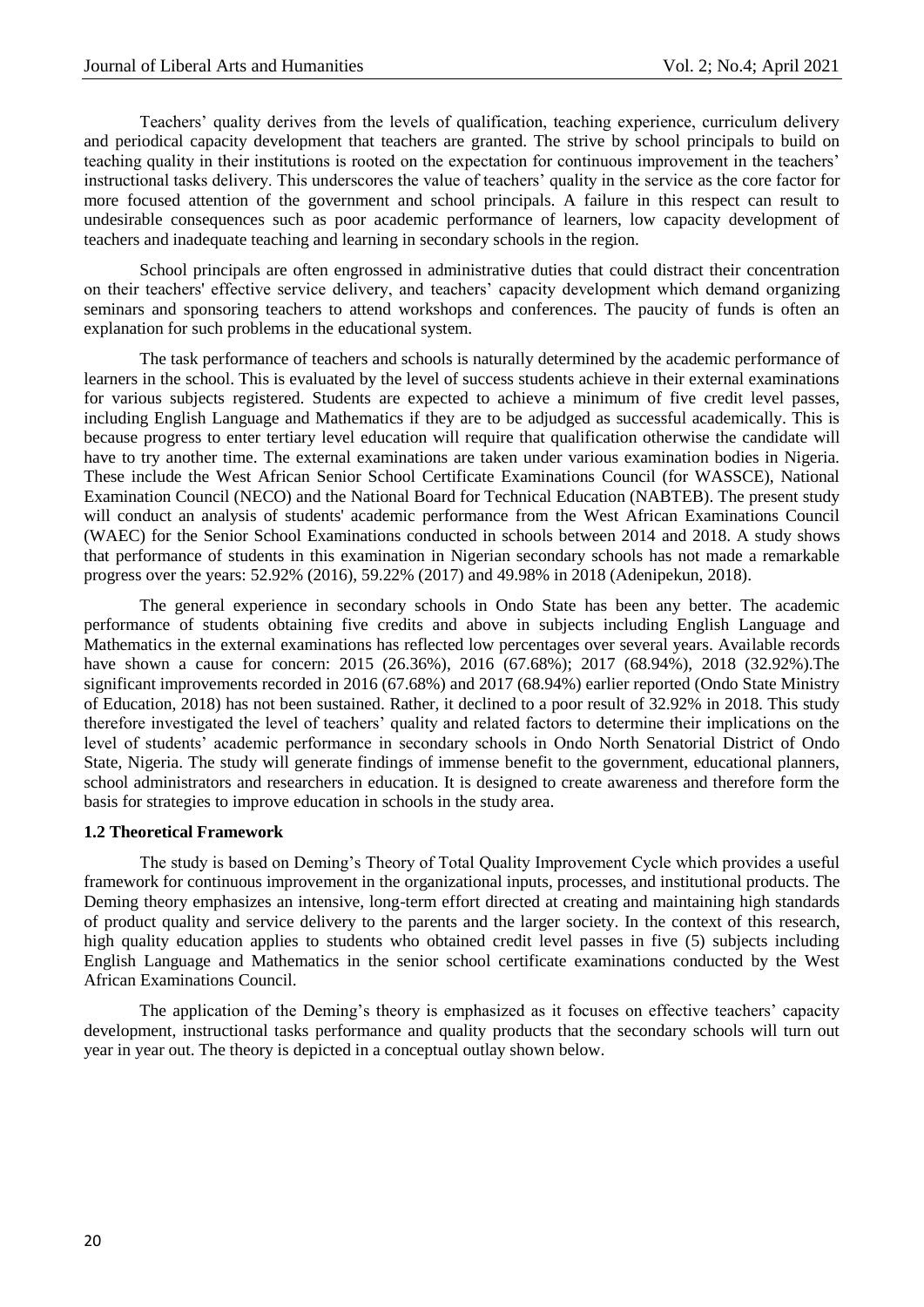Teachers' quality derives from the levels of qualification, teaching experience, curriculum delivery and periodical capacity development that teachers are granted. The strive by school principals to build on teaching quality in their institutions is rooted on the expectation for continuous improvement in the teachers' instructional tasks delivery. This underscores the value of teachers' quality in the service as the core factor for more focused attention of the government and school principals. A failure in this respect can result to undesirable consequences such as poor academic performance of learners, low capacity development of teachers and inadequate teaching and learning in secondary schools in the region.

School principals are often engrossed in administrative duties that could distract their concentration on their teachers' effective service delivery, and teachers' capacity development which demand organizing seminars and sponsoring teachers to attend workshops and conferences. The paucity of funds is often an explanation for such problems in the educational system.

The task performance of teachers and schools is naturally determined by the academic performance of learners in the school. This is evaluated by the level of success students achieve in their external examinations for various subjects registered. Students are expected to achieve a minimum of five credit level passes, including English Language and Mathematics if they are to be adjudged as successful academically. This is because progress to enter tertiary level education will require that qualification otherwise the candidate will have to try another time. The external examinations are taken under various examination bodies in Nigeria. These include the West African Senior School Certificate Examinations Council (for WASSCE), National Examination Council (NECO) and the National Board for Technical Education (NABTEB). The present study will conduct an analysis of students' academic performance from the West African Examinations Council (WAEC) for the Senior School Examinations conducted in schools between 2014 and 2018. A study shows that performance of students in this examination in Nigerian secondary schools has not made a remarkable progress over the years: 52.92% (2016), 59.22% (2017) and 49.98% in 2018 (Adenipekun, 2018).

The general experience in secondary schools in Ondo State has been any better. The academic performance of students obtaining five credits and above in subjects including English Language and Mathematics in the external examinations has reflected low percentages over several years. Available records have shown a cause for concern: 2015 (26.36%), 2016 (67.68%); 2017 (68.94%), 2018 (32.92%).The significant improvements recorded in 2016 (67.68%) and 2017 (68.94%) earlier reported (Ondo State Ministry of Education, 2018) has not been sustained. Rather, it declined to a poor result of 32.92% in 2018. This study therefore investigated the level of teachers' quality and related factors to determine their implications on the level of students' academic performance in secondary schools in Ondo North Senatorial District of Ondo State, Nigeria. The study will generate findings of immense benefit to the government, educational planners, school administrators and researchers in education. It is designed to create awareness and therefore form the basis for strategies to improve education in schools in the study area.

### 1.2 Theoretical Framework

The study is based on Deming's Theory of Total Quality Improvement Cycle which provides a useful framework for continuous improvement in the organizational inputs, processes, and institutional products. The Deming theory emphasizes an intensive, long-term effort directed at creating and maintaining high standards of product quality and service delivery to the parents and the larger society. In the context of this research, high quality education applies to students who obtained credit level passes in five (5) subjects including English Language and Mathematics in the senior school certificate examinations conducted by the West African Examinations Council.

The application of the Deming's theory is emphasized as it focuses on effective teachers' capacity development, instructional tasks performance and quality products that the secondary schools will turn out year in year out. The theory is depicted in a conceptual outlay shown below.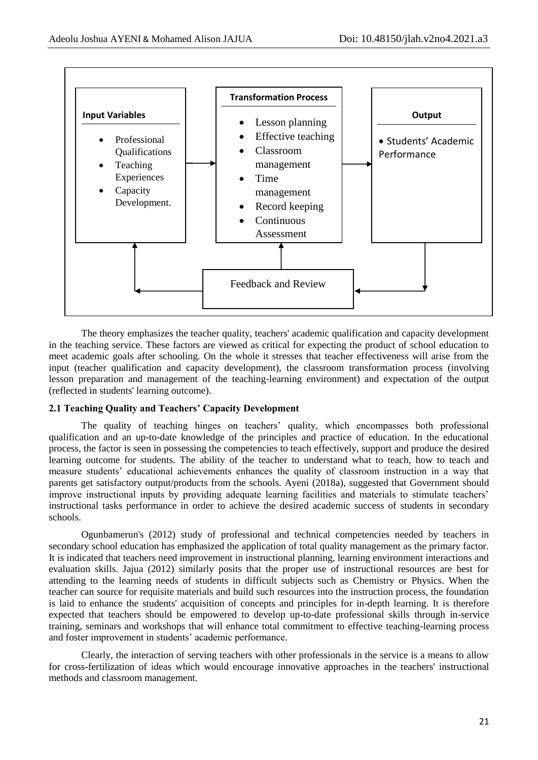**Input Variables**

- Professional Qualifications
- Teaching Experiences
- Capacity Development.

**Transformation Process**

- Lesson planning
- Effective teaching
- Classroom management
- Time management
- Record keeping
- Continuous Assessment

**Output**

- Students' Academic Performance

Feedback and Review

The theory emphasizes the teacher quality, teachers' academic qualification and capacity development in the teaching service. These factors are viewed as critical for expecting the product of school education to meet academic goals after schooling. On the whole it stresses that teacher effectiveness will arise from the input (teacher qualification and capacity development), the classroom transformation process (involving lesson preparation and management of the teaching-learning environment) and expectation of the output (reflected in students' learning outcome).

### 2.1 Teaching Quality and Teachers' Capacity Development

The quality of teaching hinges on teachers' quality, which encompasses both professional qualification and an up-to-date knowledge of the principles and practice of education. In the educational process, the factor is seen in possessing the competencies to teach effectively, support and produce the desired learning outcome for students. The ability of the teacher to understand what to teach, how to teach and measure students' educational achievements enhances the quality of classroom instruction in a way that parents get satisfactory output/products from the schools. Ayeni (2018a), suggested that Government should improve instructional inputs by providing adequate learning facilities and materials to stimulate teachers' instructional tasks performance in order to achieve the desired academic success of students in secondary schools.

Ogunbamerun's (2012) study of professional and technical competencies needed by teachers in secondary school education has emphasized the application of total quality management as the primary factor. It is indicated that teachers need improvement in instructional planning, learning environment interactions and evaluation skills. Jajua (2012) similarly posits that the proper use of instructional resources are best for attending to the learning needs of students in difficult subjects such as Chemistry or Physics. When the teacher can source for requisite materials and build such resources into the instruction process, the foundation is laid to enhance the students' acquisition of concepts and principles for in-depth learning. It is therefore expected that teachers should be empowered to develop up-to-date professional skills through in-service training, seminars and workshops that will enhance total commitment to effective teaching-learning process and foster improvement in students' academic performance.

Clearly, the interaction of serving teachers with other professionals in the service is a means to allow for cross-fertilization of ideas which would encourage innovative approaches in the teachers' instructional methods and classroom management.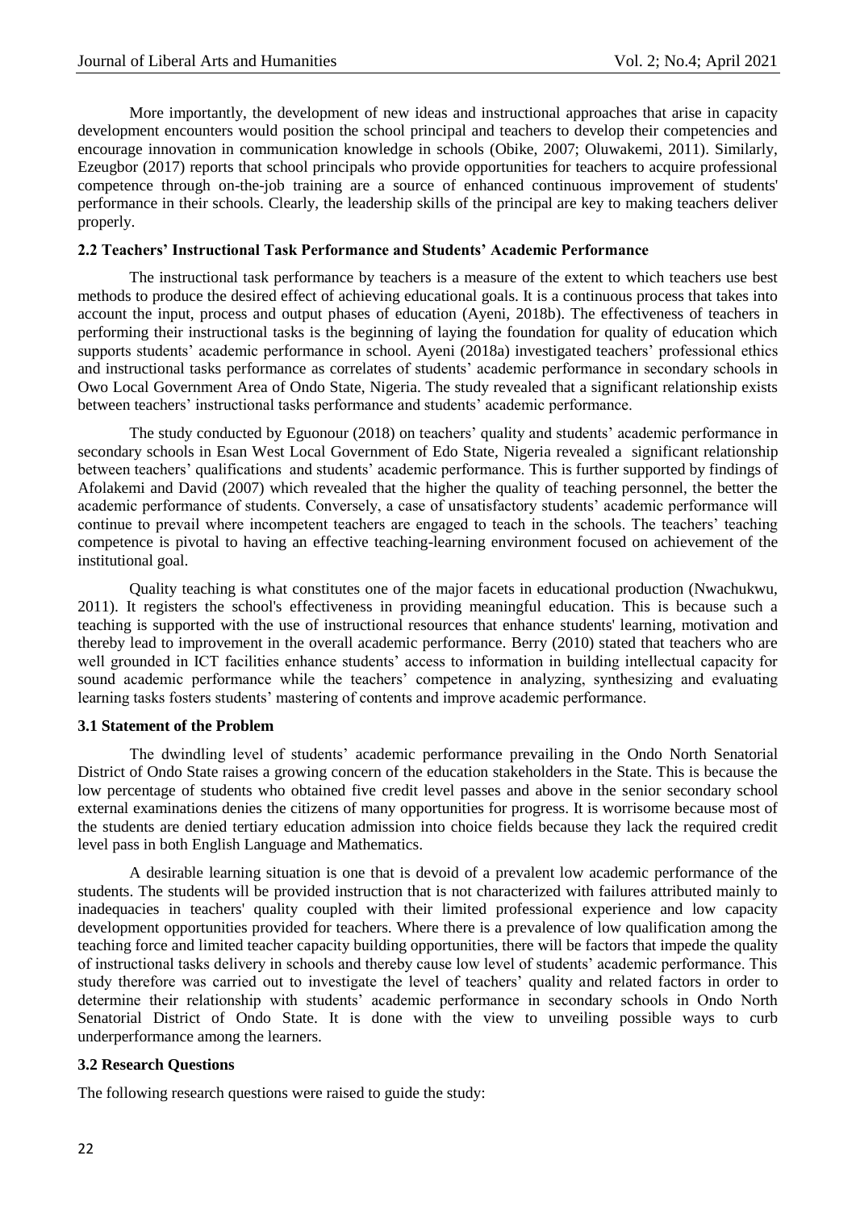More importantly, the development of new ideas and instructional approaches that arise in capacity development encounters would position the school principal and teachers to develop their competencies and encourage innovation in communication knowledge in schools (Obike, 2007; Oluwakemi, 2011). Similarly, Ezeugbor (2017) reports that school principals who provide opportunities for teachers to acquire professional competence through on-the-job training are a source of enhanced continuous improvement of students' performance in their schools. Clearly, the leadership skills of the principal are key to making teachers deliver properly.

### 2.2 Teachers' Instructional Task Performance and Students' Academic Performance

The instructional task performance by teachers is a measure of the extent to which teachers use best methods to produce the desired effect of achieving educational goals. It is a continuous process that takes into account the input, process and output phases of education (Ayeni, 2018b). The effectiveness of teachers in performing their instructional tasks is the beginning of laying the foundation for quality of education which supports students' academic performance in school. Ayeni (2018a) investigated teachers' professional ethics and instructional tasks performance as correlates of students' academic performance in secondary schools in Owo Local Government Area of Ondo State, Nigeria. The study revealed that a significant relationship exists between teachers' instructional tasks performance and students' academic performance.

The study conducted by Eguonour (2018) on teachers' quality and students' academic performance in secondary schools in Esan West Local Government of Edo State, Nigeria revealed a significant relationship between teachers' qualifications and students' academic performance. This is further supported by findings of Afolakemi and David (2007) which revealed that the higher the quality of teaching personnel, the better the academic performance of students. Conversely, a case of unsatisfactory students' academic performance will continue to prevail where incompetent teachers are engaged to teach in the schools. The teachers' teaching competence is pivotal to having an effective teaching-learning environment focused on achievement of the institutional goal.

Quality teaching is what constitutes one of the major facets in educational production (Nwachukwu, 2011). It registers the school's effectiveness in providing meaningful education. This is because such a teaching is supported with the use of instructional resources that enhance students' learning, motivation and thereby lead to improvement in the overall academic performance. Berry (2010) stated that teachers who are well grounded in ICT facilities enhance students' access to information in building intellectual capacity for sound academic performance while the teachers' competence in analyzing, synthesizing and evaluating learning tasks fosters students' mastering of contents and improve academic performance.

### 3.1 Statement of the Problem

The dwindling level of students' academic performance prevailing in the Ondo North Senatorial District of Ondo State raises a growing concern of the education stakeholders in the State. This is because the low percentage of students who obtained five credit level passes and above in the senior secondary school external examinations denies the citizens of many opportunities for progress. It is worrisome because most of the students are denied tertiary education admission into choice fields because they lack the required credit level pass in both English Language and Mathematics.

A desirable learning situation is one that is devoid of a prevalent low academic performance of the students. The students will be provided instruction that is not characterized with failures attributed mainly to inadequacies in teachers' quality coupled with their limited professional experience and low capacity development opportunities provided for teachers. Where there is a prevalence of low qualification among the teaching force and limited teacher capacity building opportunities, there will be factors that impede the quality of instructional tasks delivery in schools and thereby cause low level of students' academic performance. This study therefore was carried out to investigate the level of teachers' quality and related factors in order to determine their relationship with students' academic performance in secondary schools in Ondo North Senatorial District of Ondo State. It is done with the view to unveiling possible ways to curb underperformance among the learners.

### 3.2 Research Questions

The following research questions were raised to guide the study: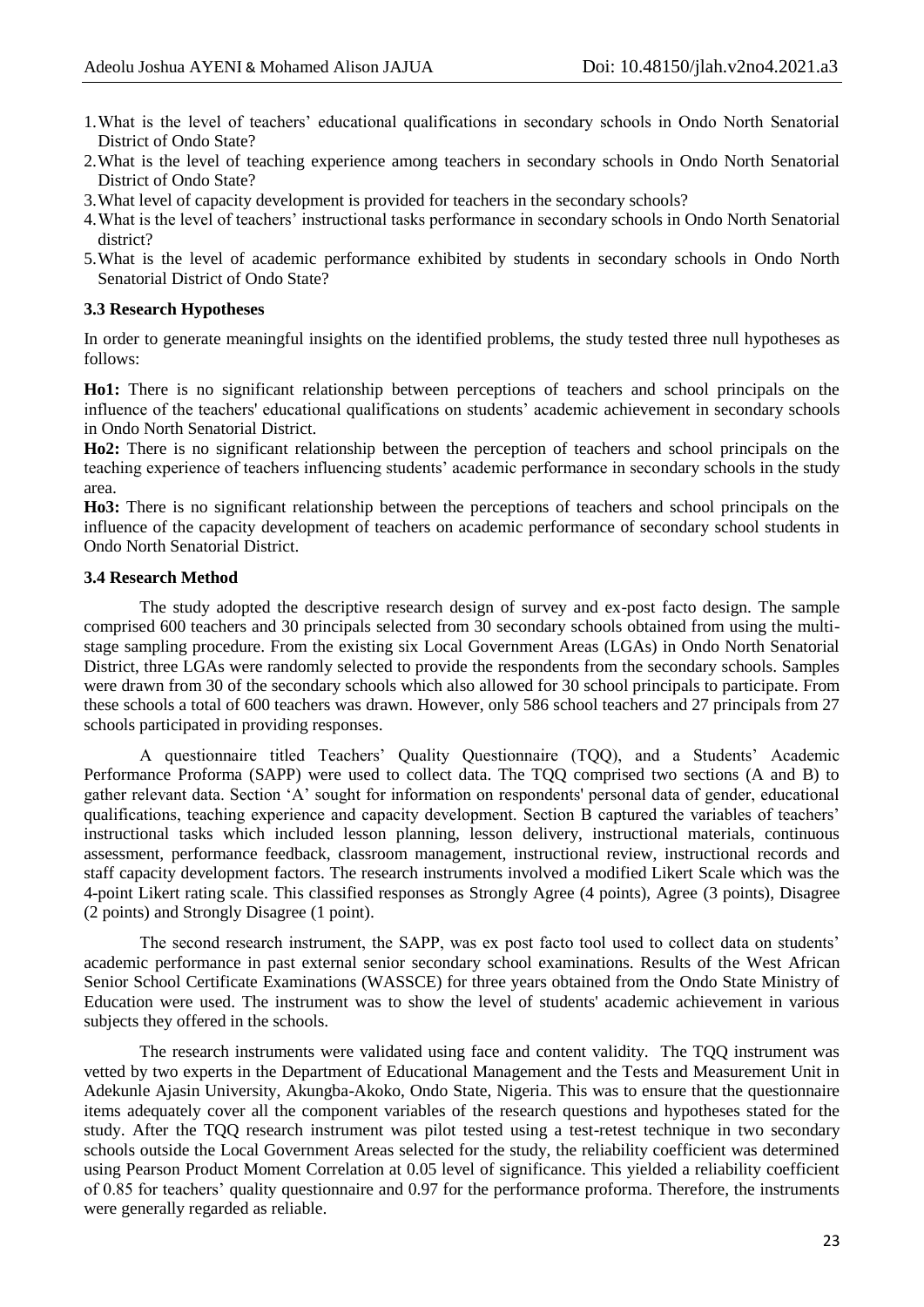1. What is the level of teachers' educational qualifications in secondary schools in Ondo North Senatorial District of Ondo State?
2. What is the level of teaching experience among teachers in secondary schools in Ondo North Senatorial District of Ondo State?
3. What level of capacity development is provided for teachers in the secondary schools?
4. What is the level of teachers' instructional tasks performance in secondary schools in Ondo North Senatorial district?
5. What is the level of academic performance exhibited by students in secondary schools in Ondo North Senatorial District of Ondo State?

### 3.3 Research Hypotheses

In order to generate meaningful insights on the identified problems, the study tested three null hypotheses as follows:

**Ho1:** There is no significant relationship between perceptions of teachers and school principals on the influence of the teachers' educational qualifications on students' academic achievement in secondary schools in Ondo North Senatorial District.

**Ho2:** There is no significant relationship between the perception of teachers and school principals on the teaching experience of teachers influencing students' academic performance in secondary schools in the study area.

**Ho3:** There is no significant relationship between the perceptions of teachers and school principals on the influence of the capacity development of teachers on academic performance of secondary school students in Ondo North Senatorial District.

### 3.4 Research Method

The study adopted the descriptive research design of survey and ex-post facto design. The sample comprised 600 teachers and 30 principals selected from 30 secondary schools obtained from using the multi-stage sampling procedure. From the existing six Local Government Areas (LGAs) in Ondo North Senatorial District, three LGAs were randomly selected to provide the respondents from the secondary schools. Samples were drawn from 30 of the secondary schools which also allowed for 30 school principals to participate. From these schools a total of 600 teachers was drawn. However, only 586 school teachers and 27 principals from 27 schools participated in providing responses.

A questionnaire titled Teachers' Quality Questionnaire (TQQ), and a Students' Academic Performance Proforma (SAPP) were used to collect data. The TQQ comprised two sections (A and B) to gather relevant data. Section 'A' sought for information on respondents' personal data of gender, educational qualifications, teaching experience and capacity development. Section B captured the variables of teachers' instructional tasks which included lesson planning, lesson delivery, instructional materials, continuous assessment, performance feedback, classroom management, instructional review, instructional records and staff capacity development factors. The research instruments involved a modified Likert Scale which was the 4-point Likert rating scale. This classified responses as Strongly Agree (4 points), Agree (3 points), Disagree (2 points) and Strongly Disagree (1 point).

The second research instrument, the SAPP, was ex post facto tool used to collect data on students' academic performance in past external senior secondary school examinations. Results of the West African Senior School Certificate Examinations (WASSCE) for three years obtained from the Ondo State Ministry of Education were used. The instrument was to show the level of students' academic achievement in various subjects they offered in the schools.

The research instruments were validated using face and content validity. The TQQ instrument was vetted by two experts in the Department of Educational Management and the Tests and Measurement Unit in Adekunle Ajasin University, Akungba-Akoko, Ondo State, Nigeria. This was to ensure that the questionnaire items adequately cover all the component variables of the research questions and hypotheses stated for the study. After the TQQ research instrument was pilot tested using a test-retest technique in two secondary schools outside the Local Government Areas selected for the study, the reliability coefficient was determined using Pearson Product Moment Correlation at 0.05 level of significance. This yielded a reliability coefficient of 0.85 for teachers' quality questionnaire and 0.97 for the performance proforma. Therefore, the instruments were generally regarded as reliable.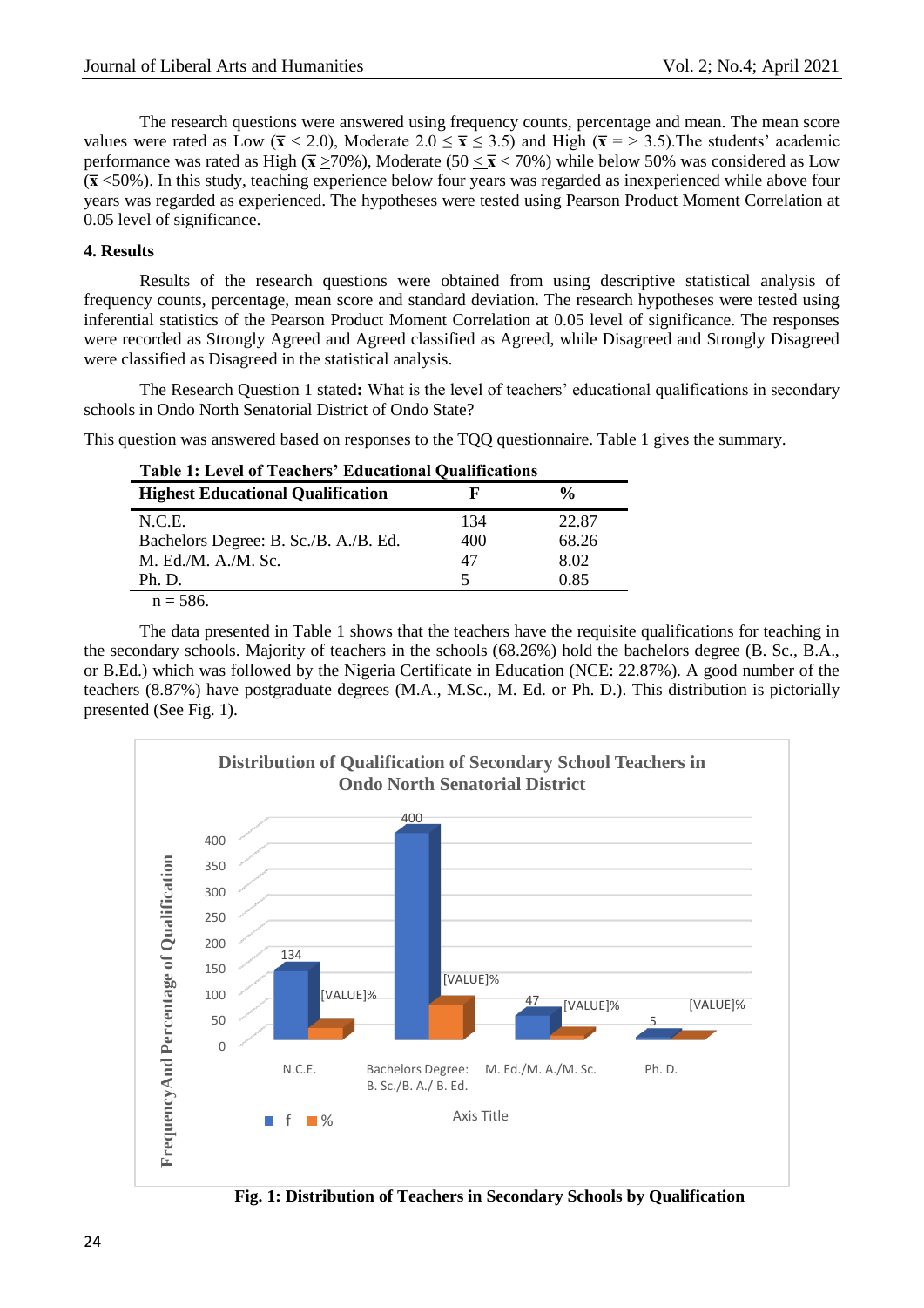The research questions were answered using frequency counts, percentage and mean. The mean score values were rated as Low ($\bar{x}$ < 2.0), Moderate 2.0 ≤ $\bar{x}$ ≤ 3.5) and High ($\bar{x}$ = > 3.5).The students' academic performance was rated as High ($\bar{x}$ ≥70%), Moderate (50 ≤ $\bar{x}$ < 70%) while below 50% was considered as Low ($\bar{x}$ <50%). In this study, teaching experience below four years was regarded as inexperienced while above four years was regarded as experienced. The hypotheses were tested using Pearson Product Moment Correlation at 0.05 level of significance.

## 4. Results

Results of the research questions were obtained from using descriptive statistical analysis of frequency counts, percentage, mean score and standard deviation. The research hypotheses were tested using inferential statistics of the Pearson Product Moment Correlation at 0.05 level of significance. The responses were recorded as Strongly Agreed and Agreed classified as Agreed, while Disagreed and Strongly Disagreed were classified as Disagreed in the statistical analysis.

The Research Question 1 stated**:** What is the level of teachers' educational qualifications in secondary schools in Ondo North Senatorial District of Ondo State?

This question was answered based on responses to the TQQ questionnaire. Table 1 gives the summary.

**Table 1: Level of Teachers' Educational Qualifications**

| Highest Educational Qualification | F | % |
|---|---|---|
| N.C.E. | 134 | 22.87 |
| Bachelors Degree: B. Sc./B. A./B. Ed. | 400 | 68.26 |
| M. Ed./M. A./M. Sc. | 47 | 8.02 |
| Ph. D. | 5 | 0.85 |

n = 586.

The data presented in Table 1 shows that the teachers have the requisite qualifications for teaching in the secondary schools. Majority of teachers in the schools (68.26%) hold the bachelors degree (B. Sc., B.A., or B.Ed.) which was followed by the Nigeria Certificate in Education (NCE: 22.87%). A good number of the teachers (8.87%) have postgraduate degrees (M.A., M.Sc., M. Ed. or Ph. D.). This distribution is pictorially presented (See Fig. 1).

Distribution of Qualification of Secondary School Teachers in Ondo North Senatorial District

Frequency And Percentage of Qualification

0
50
100
150
200
250
300
350
400

134
[VALUE]%
400
[VALUE]%
47
[VALUE]%
5
[VALUE]%

N.C.E.
Bachelors Degree: B. Sc./B. A./ B. Ed.
M. Ed./M. A./M. Sc.
Ph. D.

f
%

Axis Title

**Fig. 1: Distribution of Teachers in Secondary Schools by Qualification**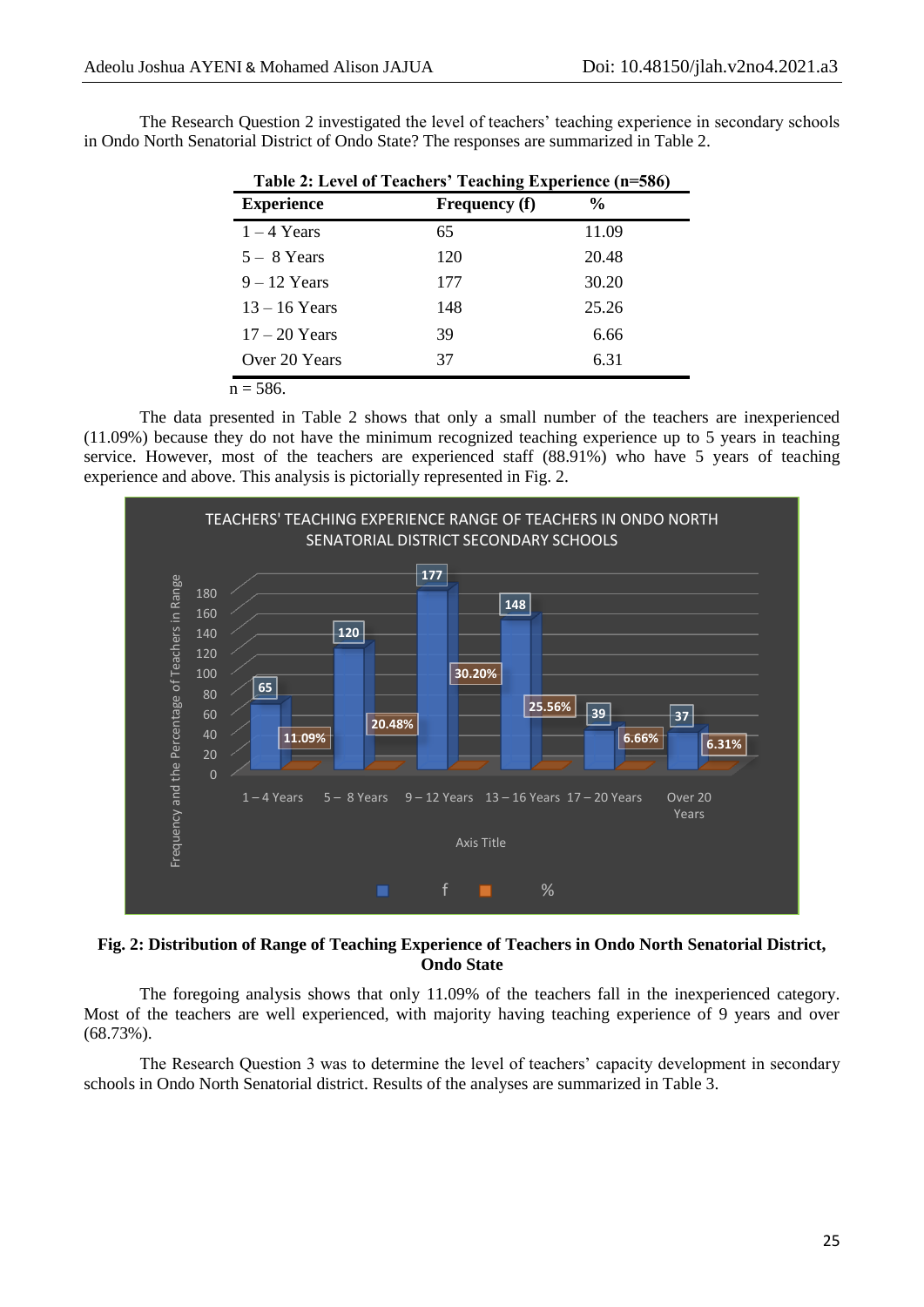The Research Question 2 investigated the level of teachers' teaching experience in secondary schools in Ondo North Senatorial District of Ondo State? The responses are summarized in Table 2.

**Table 2: Level of Teachers' Teaching Experience (n=586)**

| Experience | Frequency (f) | % |
|---|---|---|
| 1 – 4 Years | 65 | 11.09 |
| 5 – 8 Years | 120 | 20.48 |
| 9 – 12 Years | 177 | 30.20 |
| 13 – 16 Years | 148 | 25.26 |
| 17 – 20 Years | 39 | 6.66 |
| Over 20 Years | 37 | 6.31 |

n = 586.

The data presented in Table 2 shows that only a small number of the teachers are inexperienced (11.09%) because they do not have the minimum recognized teaching experience up to 5 years in teaching service. However, most of the teachers are experienced staff (88.91%) who have 5 years of teaching experience and above. This analysis is pictorially represented in Fig. 2.

TEACHERS' TEACHING EXPERIENCE RANGE OF TEACHERS IN ONDO NORTH SENATORIAL DISTRICT SECONDARY SCHOOLS

Frequency and the Percentage of Teachers in Range

0
20
40
60
80
100
120
140
160
180

65
11.09%
120
20.48%
177
30.20%
148
25.56%
39
6.66%
37
6.31%

1 – 4 Years
5 – 8 Years
9 – 12 Years
13 – 16 Years
17 – 20 Years
Over 20 Years

Axis Title

f
%

**Fig. 2: Distribution of Range of Teaching Experience of Teachers in Ondo North Senatorial District, Ondo State**

The foregoing analysis shows that only 11.09% of the teachers fall in the inexperienced category. Most of the teachers are well experienced, with majority having teaching experience of 9 years and over (68.73%).

The Research Question 3 was to determine the level of teachers' capacity development in secondary schools in Ondo North Senatorial district. Results of the analyses are summarized in Table 3.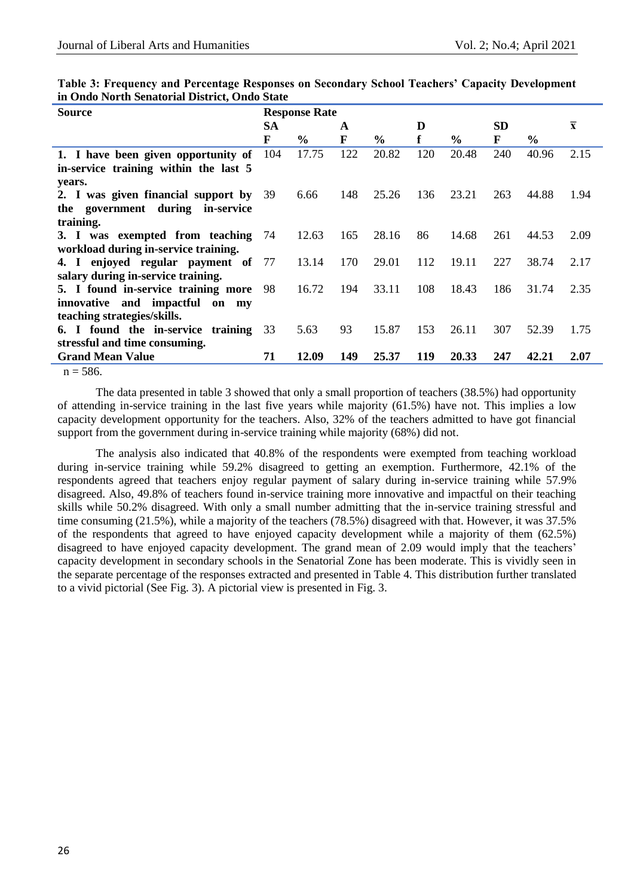**Table 3: Frequency and Percentage Responses on Secondary School Teachers' Capacity Development in Ondo North Senatorial District, Ondo State**

| Source | Response Rate | | | | | | | | |
|---|---|---|---|---|---|---|---|---|---|
| | SA | | A | | D | | SD | | $\bar{x}$ |
| | F | % | F | % | f | % | F | % | |
| **1. I have been given opportunity of in-service training within the last 5 years.** | 104 | 17.75 | 122 | 20.82 | 120 | 20.48 | 240 | 40.96 | 2.15 |
| **2. I was given financial support by the government during in-service training.** | 39 | 6.66 | 148 | 25.26 | 136 | 23.21 | 263 | 44.88 | 1.94 |
| **3. I was exempted from teaching workload during in-service training.** | 74 | 12.63 | 165 | 28.16 | 86 | 14.68 | 261 | 44.53 | 2.09 |
| **4. I enjoyed regular payment of salary during in-service training.** | 77 | 13.14 | 170 | 29.01 | 112 | 19.11 | 227 | 38.74 | 2.17 |
| **5. I found in-service training more innovative and impactful on my teaching strategies/skills.** | 98 | 16.72 | 194 | 33.11 | 108 | 18.43 | 186 | 31.74 | 2.35 |
| **6. I found the in-service training stressful and time consuming.** | 33 | 5.63 | 93 | 15.87 | 153 | 26.11 | 307 | 52.39 | 1.75 |
| **Grand Mean Value** | **71** | **12.09** | **149** | **25.37** | **119** | **20.33** | **247** | **42.21** | **2.07** |

n = 586.

The data presented in table 3 showed that only a small proportion of teachers (38.5%) had opportunity of attending in-service training in the last five years while majority (61.5%) have not. This implies a low capacity development opportunity for the teachers. Also, 32% of the teachers admitted to have got financial support from the government during in-service training while majority (68%) did not.

The analysis also indicated that 40.8% of the respondents were exempted from teaching workload during in-service training while 59.2% disagreed to getting an exemption. Furthermore, 42.1% of the respondents agreed that teachers enjoy regular payment of salary during in-service training while 57.9% disagreed. Also, 49.8% of teachers found in-service training more innovative and impactful on their teaching skills while 50.2% disagreed. With only a small number admitting that the in-service training stressful and time consuming (21.5%), while a majority of the teachers (78.5%) disagreed with that. However, it was 37.5% of the respondents that agreed to have enjoyed capacity development while a majority of them (62.5%) disagreed to have enjoyed capacity development. The grand mean of 2.09 would imply that the teachers' capacity development in secondary schools in the Senatorial Zone has been moderate. This is vividly seen in the separate percentage of the responses extracted and presented in Table 4. This distribution further translated to a vivid pictorial (See Fig. 3). A pictorial view is presented in Fig. 3.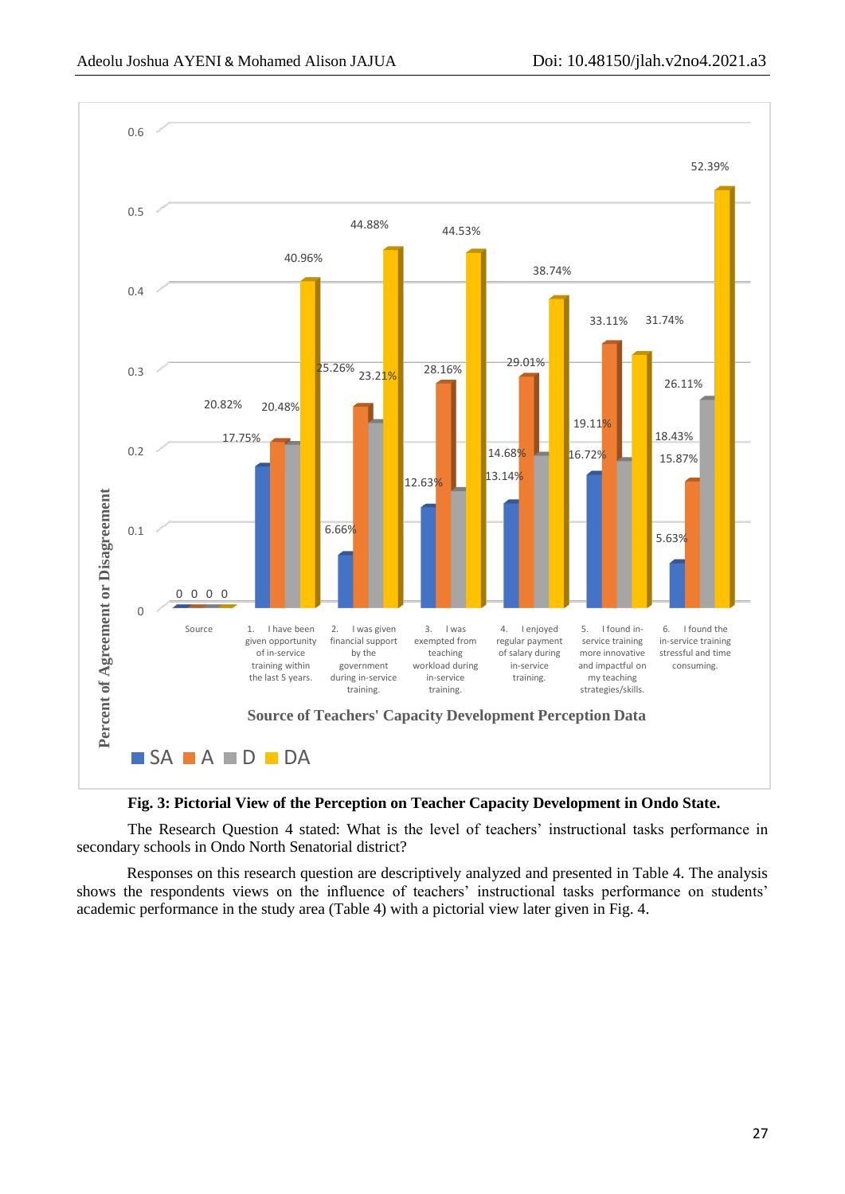0.6

0.5

0.4

0.3

0.2

0.1

0

Percent of Agreement or Disagreement

0 0 0 0

Source

17.75% 20.82% 20.48% 40.96%

1. I have been given opportunity of in-service training within the last 5 years.

6.66% 25.26% 23.21% 44.88%

2. I was given financial support by the government during in-service training.

12.63% 28.16% 14.68% 44.53%

3. I was exempted from teaching workload during in-service training.

13.14% 29.01% 19.11% 38.74%

4. I enjoyed regular payment of salary during in-service training.

16.72% 33.11% 18.43% 31.74%

5. I found in-service training more innovative and impactful on my teaching strategies/skills.

5.63% 15.87% 26.11% 52.39%

6. I found the in-service training stressful and time consuming.

Source of Teachers' Capacity Development Perception Data

SA A D DA

**Fig. 3: Pictorial View of the Perception on Teacher Capacity Development in Ondo State.**

The Research Question 4 stated: What is the level of teachers' instructional tasks performance in secondary schools in Ondo North Senatorial district?

Responses on this research question are descriptively analyzed and presented in Table 4. The analysis shows the respondents views on the influence of teachers' instructional tasks performance on students' academic performance in the study area (Table 4) with a pictorial view later given in Fig. 4.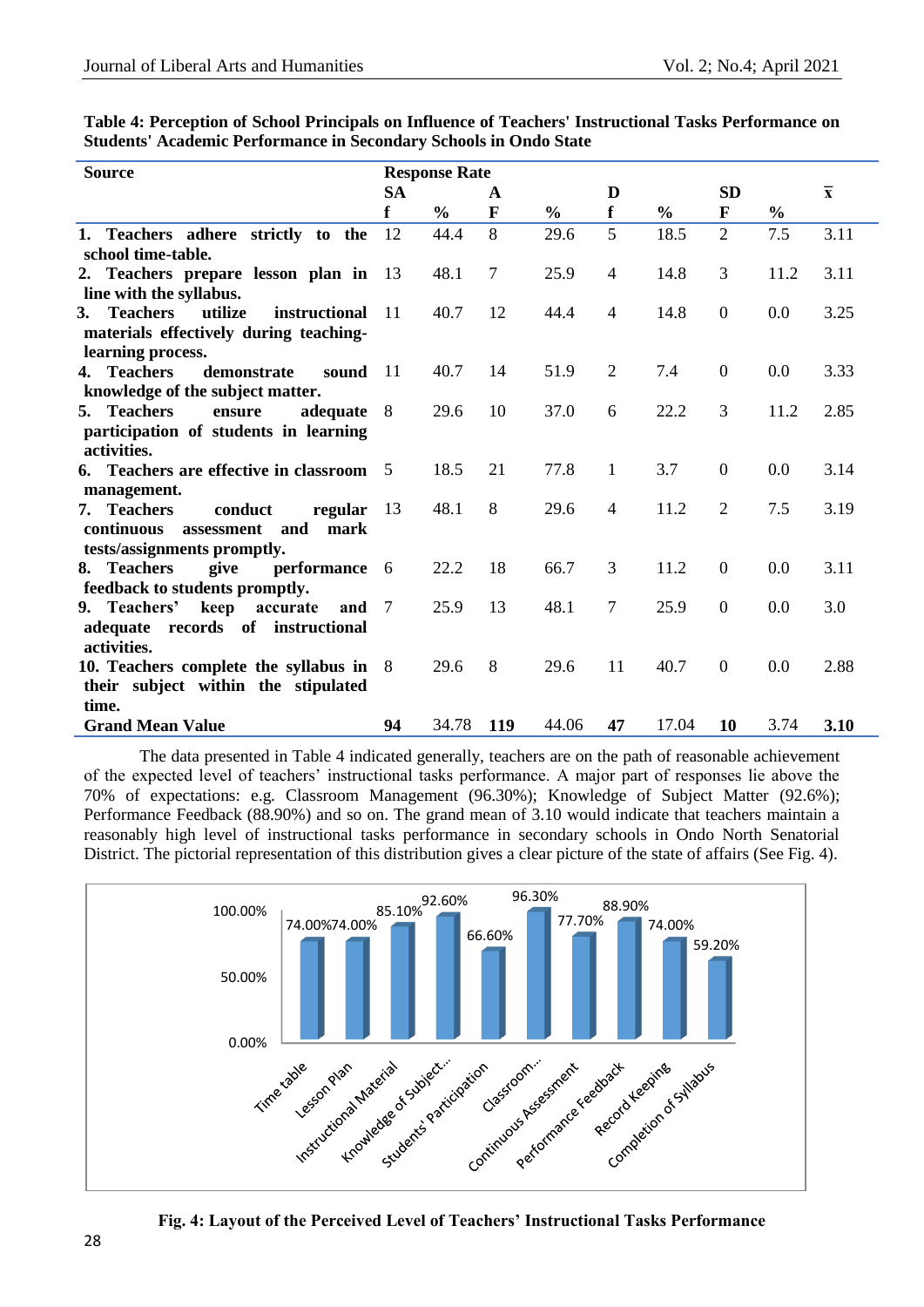**Table 4: Perception of School Principals on Influence of Teachers' Instructional Tasks Performance on Students' Academic Performance in Secondary Schools in Ondo State**

| Source | Response Rate | | | | | | | | x̄ |
|---|---|---|---|---|---|---|---|---|---|
| | SA | | A | | D | | SD | | |
| | f | % | F | % | f | % | F | % | |
| **1. Teachers adhere strictly to the school time-table.** | 12 | 44.4 | 8 | 29.6 | 5 | 18.5 | 2 | 7.5 | 3.11 |
| **2. Teachers prepare lesson plan in line with the syllabus.** | 13 | 48.1 | 7 | 25.9 | 4 | 14.8 | 3 | 11.2 | 3.11 |
| **3. Teachers utilize instructional materials effectively during teaching-learning process.** | 11 | 40.7 | 12 | 44.4 | 4 | 14.8 | 0 | 0.0 | 3.25 |
| **4. Teachers demonstrate sound knowledge of the subject matter.** | 11 | 40.7 | 14 | 51.9 | 2 | 7.4 | 0 | 0.0 | 3.33 |
| **5. Teachers ensure adequate participation of students in learning activities.** | 8 | 29.6 | 10 | 37.0 | 6 | 22.2 | 3 | 11.2 | 2.85 |
| **6. Teachers are effective in classroom management.** | 5 | 18.5 | 21 | 77.8 | 1 | 3.7 | 0 | 0.0 | 3.14 |
| **7. Teachers conduct regular continuous assessment and mark tests/assignments promptly.** | 13 | 48.1 | 8 | 29.6 | 4 | 11.2 | 2 | 7.5 | 3.19 |
| **8. Teachers give performance feedback to students promptly.** | 6 | 22.2 | 18 | 66.7 | 3 | 11.2 | 0 | 0.0 | 3.11 |
| **9. Teachers' keep accurate and adequate records of instructional activities.** | 7 | 25.9 | 13 | 48.1 | 7 | 25.9 | 0 | 0.0 | 3.0 |
| **10. Teachers complete the syllabus in their subject within the stipulated time.** | 8 | 29.6 | 8 | 29.6 | 11 | 40.7 | 0 | 0.0 | 2.88 |
| **Grand Mean Value** | **94** | 34.78 | **119** | 44.06 | **47** | 17.04 | **10** | 3.74 | **3.10** |

The data presented in Table 4 indicated generally, teachers are on the path of reasonable achievement of the expected level of teachers' instructional tasks performance. A major part of responses lie above the 70% of expectations: e.g. Classroom Management (96.30%); Knowledge of Subject Matter (92.6%); Performance Feedback (88.90%) and so on. The grand mean of 3.10 would indicate that teachers maintain a reasonably high level of instructional tasks performance in secondary schools in Ondo North Senatorial District. The pictorial representation of this distribution gives a clear picture of the state of affairs (See Fig. 4).

100.00%
50.00%
0.00%

74.00% 74.00% 85.10% 92.60% 66.60% 96.30% 77.70% 88.90% 74.00% 59.20%

Time table, Lesson Plan, Instructional Material, Knowledge of Subject..., Students' Participation, Classroom..., Continuous Assessment, Performance Feedback, Record Keeping, Completion of Syllabus

**Fig. 4: Layout of the Perceived Level of Teachers' Instructional Tasks Performance**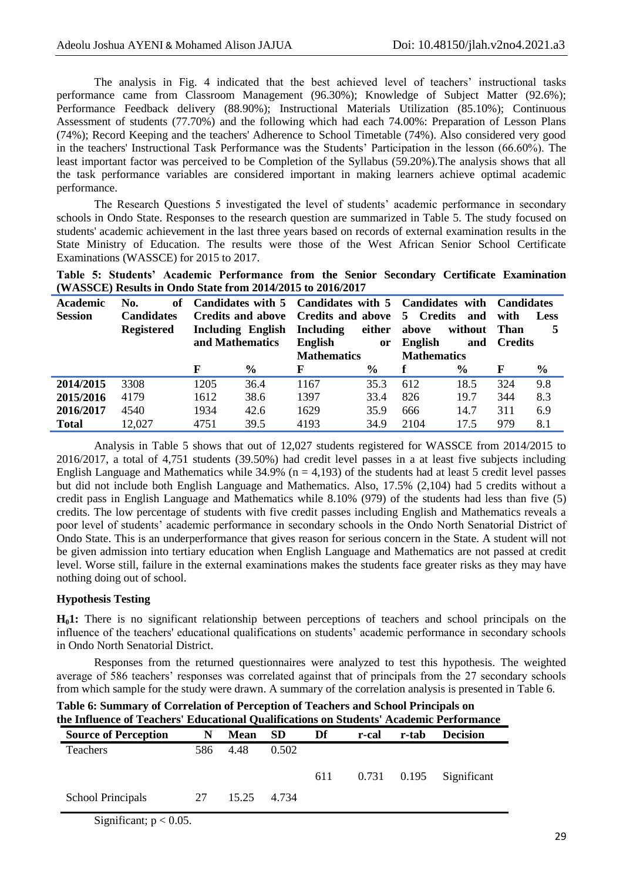The analysis in Fig. 4 indicated that the best achieved level of teachers' instructional tasks performance came from Classroom Management (96.30%); Knowledge of Subject Matter (92.6%); Performance Feedback delivery (88.90%); Instructional Materials Utilization (85.10%); Continuous Assessment of students (77.70%) and the following which had each 74.00%: Preparation of Lesson Plans (74%); Record Keeping and the teachers' Adherence to School Timetable (74%). Also considered very good in the teachers' Instructional Task Performance was the Students' Participation in the lesson (66.60%). The least important factor was perceived to be Completion of the Syllabus (59.20%).The analysis shows that all the task performance variables are considered important in making learners achieve optimal academic performance.

The Research Questions 5 investigated the level of students' academic performance in secondary schools in Ondo State. Responses to the research question are summarized in Table 5. The study focused on students' academic achievement in the last three years based on records of external examination results in the State Ministry of Education. The results were those of the West African Senior School Certificate Examinations (WASSCE) for 2015 to 2017.

**Table 5: Students' Academic Performance from the Senior Secondary Certificate Examination (WASSCE) Results in Ondo State from 2014/2015 to 2016/2017**

| Academic Session | No. of Candidates Registered | Candidates with 5 Credits and above Including English and Mathematics | | Candidates with 5 Credits and above Including either English or Mathematics | | Candidates with 5 Credits and above without English and Mathematics | | Candidates with Less Than 5 Credits | |
|---|---|---|---|---|---|---|---|---|---|
| | | F | % | F | % | f | % | F | % |
| **2014/2015** | 3308 | 1205 | 36.4 | 1167 | 35.3 | 612 | 18.5 | 324 | 9.8 |
| **2015/2016** | 4179 | 1612 | 38.6 | 1397 | 33.4 | 826 | 19.7 | 344 | 8.3 |
| **2016/2017** | 4540 | 1934 | 42.6 | 1629 | 35.9 | 666 | 14.7 | 311 | 6.9 |
| **Total** | 12,027 | 4751 | 39.5 | 4193 | 34.9 | 2104 | 17.5 | 979 | 8.1 |

Analysis in Table 5 shows that out of 12,027 students registered for WASSCE from 2014/2015 to 2016/2017, a total of 4,751 students (39.50%) had credit level passes in a at least five subjects including English Language and Mathematics while 34.9% (n = 4,193) of the students had at least 5 credit level passes but did not include both English Language and Mathematics. Also, 17.5% (2,104) had 5 credits without a credit pass in English Language and Mathematics while 8.10% (979) of the students had less than five (5) credits. The low percentage of students with five credit passes including English and Mathematics reveals a poor level of students' academic performance in secondary schools in the Ondo North Senatorial District of Ondo State. This is an underperformance that gives reason for serious concern in the State. A student will not be given admission into tertiary education when English Language and Mathematics are not passed at credit level. Worse still, failure in the external examinations makes the students face greater risks as they may have nothing doing out of school.

## Hypothesis Testing

**$H_0$1:** There is no significant relationship between perceptions of teachers and school principals on the influence of the teachers' educational qualifications on students' academic performance in secondary schools in Ondo North Senatorial District.

Responses from the returned questionnaires were analyzed to test this hypothesis. The weighted average of 586 teachers' responses was correlated against that of principals from the 27 secondary schools from which sample for the study were drawn. A summary of the correlation analysis is presented in Table 6.

**Table 6: Summary of Correlation of Perception of Teachers and School Principals on the Influence of Teachers' Educational Qualifications on Students' Academic Performance**

| Source of Perception | N | Mean | SD | Df | r-cal | r-tab | Decision |
|---|---|---|---|---|---|---|---|
| Teachers | 586 | 4.48 | 0.502 | | | | |
| | | | | 611 | 0.731 | 0.195 | Significant |
| School Principals | 27 | 15.25 | 4.734 | | | | |

Significant; $p < 0.05$.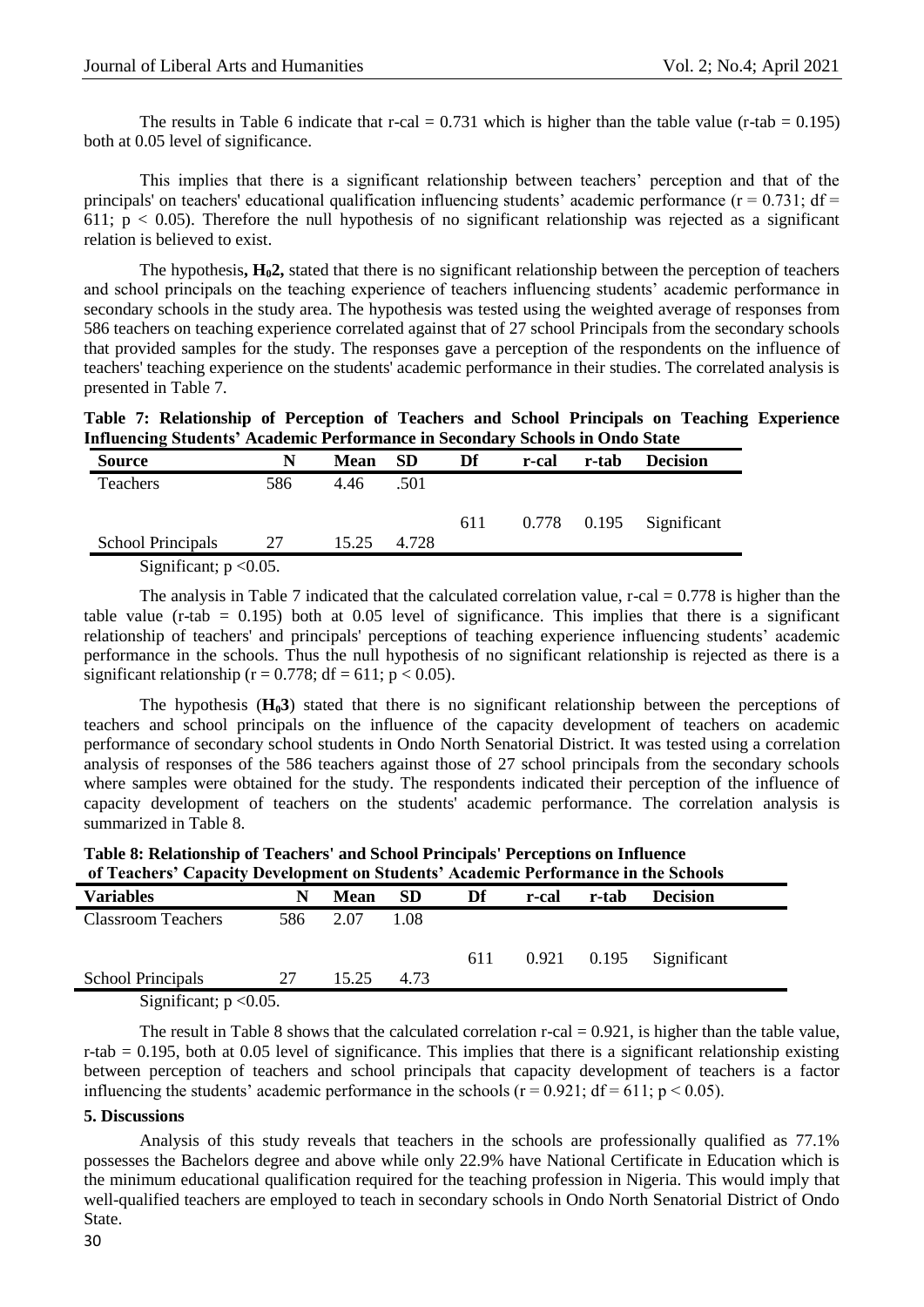The results in Table 6 indicate that r-cal = 0.731 which is higher than the table value (r-tab = 0.195) both at 0.05 level of significance.

This implies that there is a significant relationship between teachers' perception and that of the principals' on teachers' educational qualification influencing students' academic performance ($r = 0.731$; $df = 611$; $p < 0.05$). Therefore the null hypothesis of no significant relationship was rejected as a significant relation is believed to exist.

The hypothesis**, $H_02$,** stated that there is no significant relationship between the perception of teachers and school principals on the teaching experience of teachers influencing students' academic performance in secondary schools in the study area. The hypothesis was tested using the weighted average of responses from 586 teachers on teaching experience correlated against that of 27 school Principals from the secondary schools that provided samples for the study. The responses gave a perception of the respondents on the influence of teachers' teaching experience on the students' academic performance in their studies. The correlated analysis is presented in Table 7.

**Table 7: Relationship of Perception of Teachers and School Principals on Teaching Experience Influencing Students' Academic Performance in Secondary Schools in Ondo State**

| Source | N | Mean | SD | Df | r-cal | r-tab | Decision |
|---|---|---|---|---|---|---|---|
| Teachers | 586 | 4.46 | .501 | | | | |
| | | | | 611 | 0.778 | 0.195 | Significant |
| School Principals | 27 | 15.25 | 4.728 | | | | |

Significant; $p < 0.05$.

The analysis in Table 7 indicated that the calculated correlation value, r-cal = 0.778 is higher than the table value (r-tab = 0.195) both at 0.05 level of significance. This implies that there is a significant relationship of teachers' and principals' perceptions of teaching experience influencing students' academic performance in the schools. Thus the null hypothesis of no significant relationship is rejected as there is a significant relationship ($r = 0.778$; $df = 611$; $p < 0.05$).

The hypothesis (**$H_03$**) stated that there is no significant relationship between the perceptions of teachers and school principals on the influence of the capacity development of teachers on academic performance of secondary school students in Ondo North Senatorial District. It was tested using a correlation analysis of responses of the 586 teachers against those of 27 school principals from the secondary schools where samples were obtained for the study. The respondents indicated their perception of the influence of capacity development of teachers on the students' academic performance. The correlation analysis is summarized in Table 8.

**Table 8: Relationship of Teachers' and School Principals' Perceptions on Influence of Teachers' Capacity Development on Students' Academic Performance in the Schools**

| Variables | N | Mean | SD | Df | r-cal | r-tab | Decision |
|---|---|---|---|---|---|---|---|
| Classroom Teachers | 586 | 2.07 | 1.08 | | | | |
| | | | | 611 | 0.921 | 0.195 | Significant |
| School Principals | 27 | 15.25 | 4.73 | | | | |

Significant; $p < 0.05$.

The result in Table 8 shows that the calculated correlation r-cal = 0.921, is higher than the table value, r-tab = 0.195, both at 0.05 level of significance. This implies that there is a significant relationship existing between perception of teachers and school principals that capacity development of teachers is a factor influencing the students' academic performance in the schools ($r = 0.921$; $df = 611$; $p < 0.05$).

### 5. Discussions

Analysis of this study reveals that teachers in the schools are professionally qualified as 77.1% possesses the Bachelors degree and above while only 22.9% have National Certificate in Education which is the minimum educational qualification required for the teaching profession in Nigeria. This would imply that well-qualified teachers are employed to teach in secondary schools in Ondo North Senatorial District of Ondo State.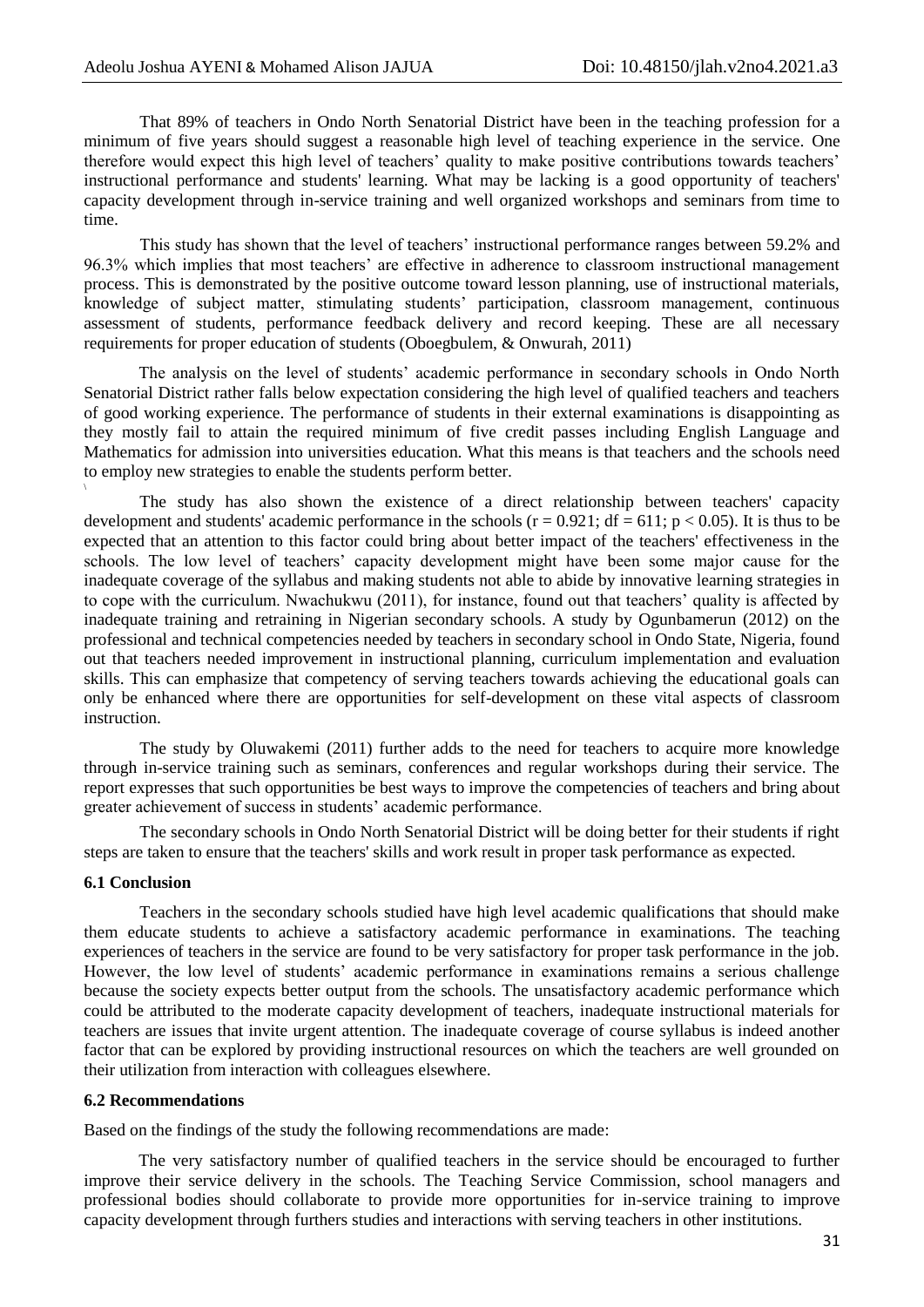That 89% of teachers in Ondo North Senatorial District have been in the teaching profession for a minimum of five years should suggest a reasonable high level of teaching experience in the service. One therefore would expect this high level of teachers' quality to make positive contributions towards teachers' instructional performance and students' learning. What may be lacking is a good opportunity of teachers' capacity development through in-service training and well organized workshops and seminars from time to time.

This study has shown that the level of teachers' instructional performance ranges between 59.2% and 96.3% which implies that most teachers' are effective in adherence to classroom instructional management process. This is demonstrated by the positive outcome toward lesson planning, use of instructional materials, knowledge of subject matter, stimulating students' participation, classroom management, continuous assessment of students, performance feedback delivery and record keeping. These are all necessary requirements for proper education of students (Oboegbulem, & Onwurah, 2011)

The analysis on the level of students' academic performance in secondary schools in Ondo North Senatorial District rather falls below expectation considering the high level of qualified teachers and teachers of good working experience. The performance of students in their external examinations is disappointing as they mostly fail to attain the required minimum of five credit passes including English Language and Mathematics for admission into universities education. What this means is that teachers and the schools need to employ new strategies to enable the students perform better.

\

The study has also shown the existence of a direct relationship between teachers' capacity development and students' academic performance in the schools ($r = 0.921$; $df = 611$; $p < 0.05$). It is thus to be expected that an attention to this factor could bring about better impact of the teachers' effectiveness in the schools. The low level of teachers' capacity development might have been some major cause for the inadequate coverage of the syllabus and making students not able to abide by innovative learning strategies in to cope with the curriculum. Nwachukwu (2011), for instance, found out that teachers' quality is affected by inadequate training and retraining in Nigerian secondary schools. A study by Ogunbamerun (2012) on the professional and technical competencies needed by teachers in secondary school in Ondo State, Nigeria, found out that teachers needed improvement in instructional planning, curriculum implementation and evaluation skills. This can emphasize that competency of serving teachers towards achieving the educational goals can only be enhanced where there are opportunities for self-development on these vital aspects of classroom instruction.

The study by Oluwakemi (2011) further adds to the need for teachers to acquire more knowledge through in-service training such as seminars, conferences and regular workshops during their service. The report expresses that such opportunities be best ways to improve the competencies of teachers and bring about greater achievement of success in students' academic performance.

The secondary schools in Ondo North Senatorial District will be doing better for their students if right steps are taken to ensure that the teachers' skills and work result in proper task performance as expected.

### 6.1 Conclusion

Teachers in the secondary schools studied have high level academic qualifications that should make them educate students to achieve a satisfactory academic performance in examinations. The teaching experiences of teachers in the service are found to be very satisfactory for proper task performance in the job. However, the low level of students' academic performance in examinations remains a serious challenge because the society expects better output from the schools. The unsatisfactory academic performance which could be attributed to the moderate capacity development of teachers, inadequate instructional materials for teachers are issues that invite urgent attention. The inadequate coverage of course syllabus is indeed another factor that can be explored by providing instructional resources on which the teachers are well grounded on their utilization from interaction with colleagues elsewhere.

### 6.2 Recommendations

Based on the findings of the study the following recommendations are made:

The very satisfactory number of qualified teachers in the service should be encouraged to further improve their service delivery in the schools. The Teaching Service Commission, school managers and professional bodies should collaborate to provide more opportunities for in-service training to improve capacity development through furthers studies and interactions with serving teachers in other institutions.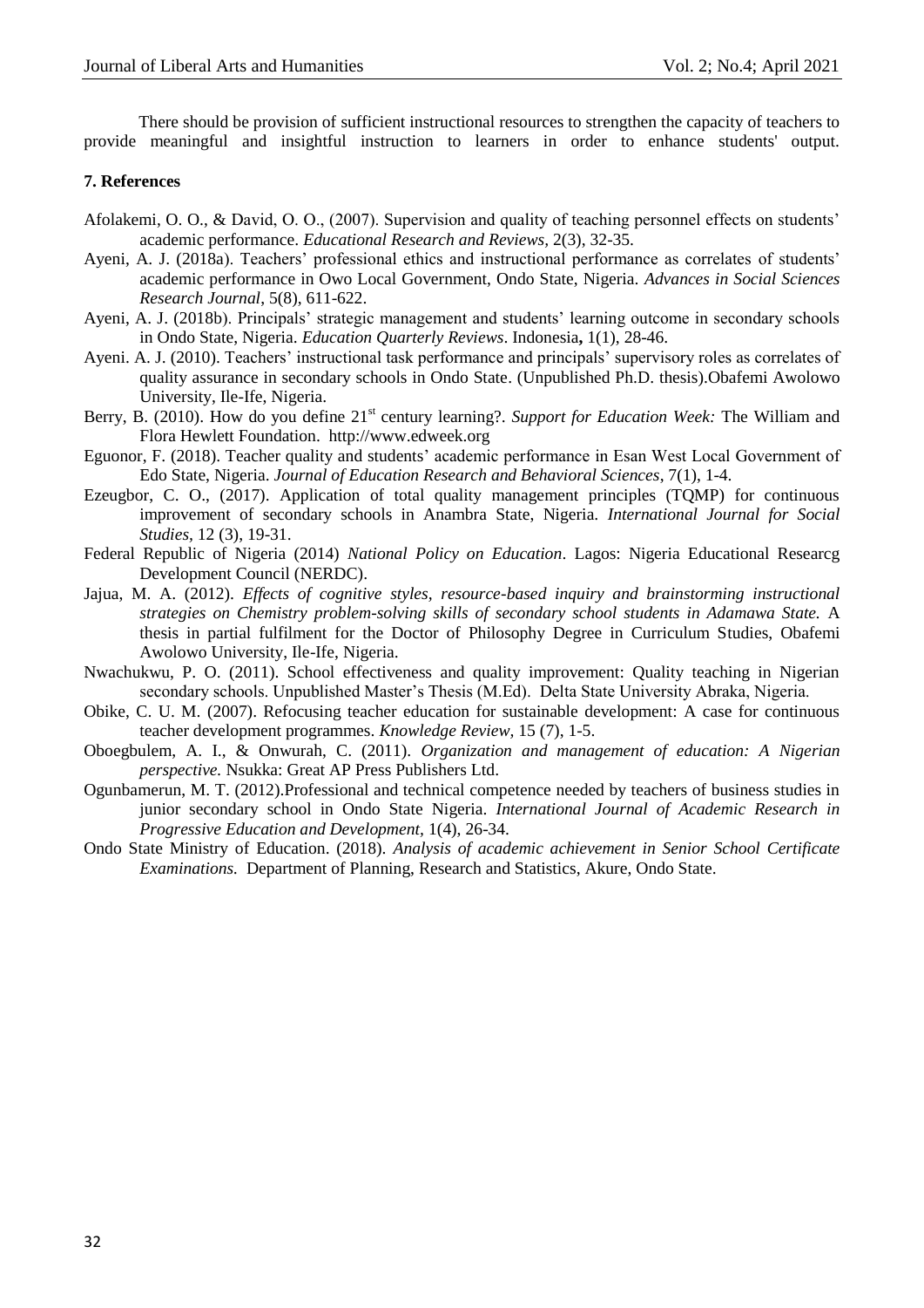There should be provision of sufficient instructional resources to strengthen the capacity of teachers to provide meaningful and insightful instruction to learners in order to enhance students' output.

## 7. References

Afolakemi, O. O., & David, O. O., (2007). Supervision and quality of teaching personnel effects on students' academic performance. *Educational Research and Reviews*, 2(3), 32-35.

Ayeni, A. J. (2018a). Teachers' professional ethics and instructional performance as correlates of students' academic performance in Owo Local Government, Ondo State, Nigeria. *Advances in Social Sciences Research Journal*, 5(8), 611-622.

Ayeni, A. J. (2018b). Principals' strategic management and students' learning outcome in secondary schools in Ondo State, Nigeria. *Education Quarterly Reviews*. Indonesia**,** 1(1), 28-46.

Ayeni. A. J. (2010). Teachers' instructional task performance and principals' supervisory roles as correlates of quality assurance in secondary schools in Ondo State. (Unpublished Ph.D. thesis).Obafemi Awolowo University, Ile-Ife, Nigeria.

Berry, B. (2010). How do you define 21st century learning?. *Support for Education Week:* The William and Flora Hewlett Foundation. http://www.edweek.org

Eguonor, F. (2018). Teacher quality and students' academic performance in Esan West Local Government of Edo State, Nigeria. *Journal of Education Research and Behavioral Sciences*, 7(1), 1-4.

Ezeugbor, C. O., (2017). Application of total quality management principles (TQMP) for continuous improvement of secondary schools in Anambra State, Nigeria. *International Journal for Social Studies,* 12 (3), 19-31.

Federal Republic of Nigeria (2014) *National Policy on Education*. Lagos: Nigeria Educational Researcg Development Council (NERDC).

Jajua, M. A. (2012). *Effects of cognitive styles, resource-based inquiry and brainstorming instructional strategies on Chemistry problem-solving skills of secondary school students in Adamawa State.* A thesis in partial fulfilment for the Doctor of Philosophy Degree in Curriculum Studies, Obafemi Awolowo University, Ile-Ife, Nigeria.

Nwachukwu, P. O. (2011). School effectiveness and quality improvement: Quality teaching in Nigerian secondary schools. Unpublished Master's Thesis (M.Ed). Delta State University Abraka, Nigeria.

Obike, C. U. M. (2007). Refocusing teacher education for sustainable development: A case for continuous teacher development programmes. *Knowledge Review,* 15 (7), 1-5.

Oboegbulem, A. I., & Onwurah, C. (2011). *Organization and management of education: A Nigerian perspective.* Nsukka: Great AP Press Publishers Ltd.

Ogunbamerun, M. T. (2012).Professional and technical competence needed by teachers of business studies in junior secondary school in Ondo State Nigeria. *International Journal of Academic Research in Progressive Education and Development,* 1(4), 26-34.

Ondo State Ministry of Education. (2018). *Analysis of academic achievement in Senior School Certificate Examinations.* Department of Planning, Research and Statistics, Akure, Ondo State.